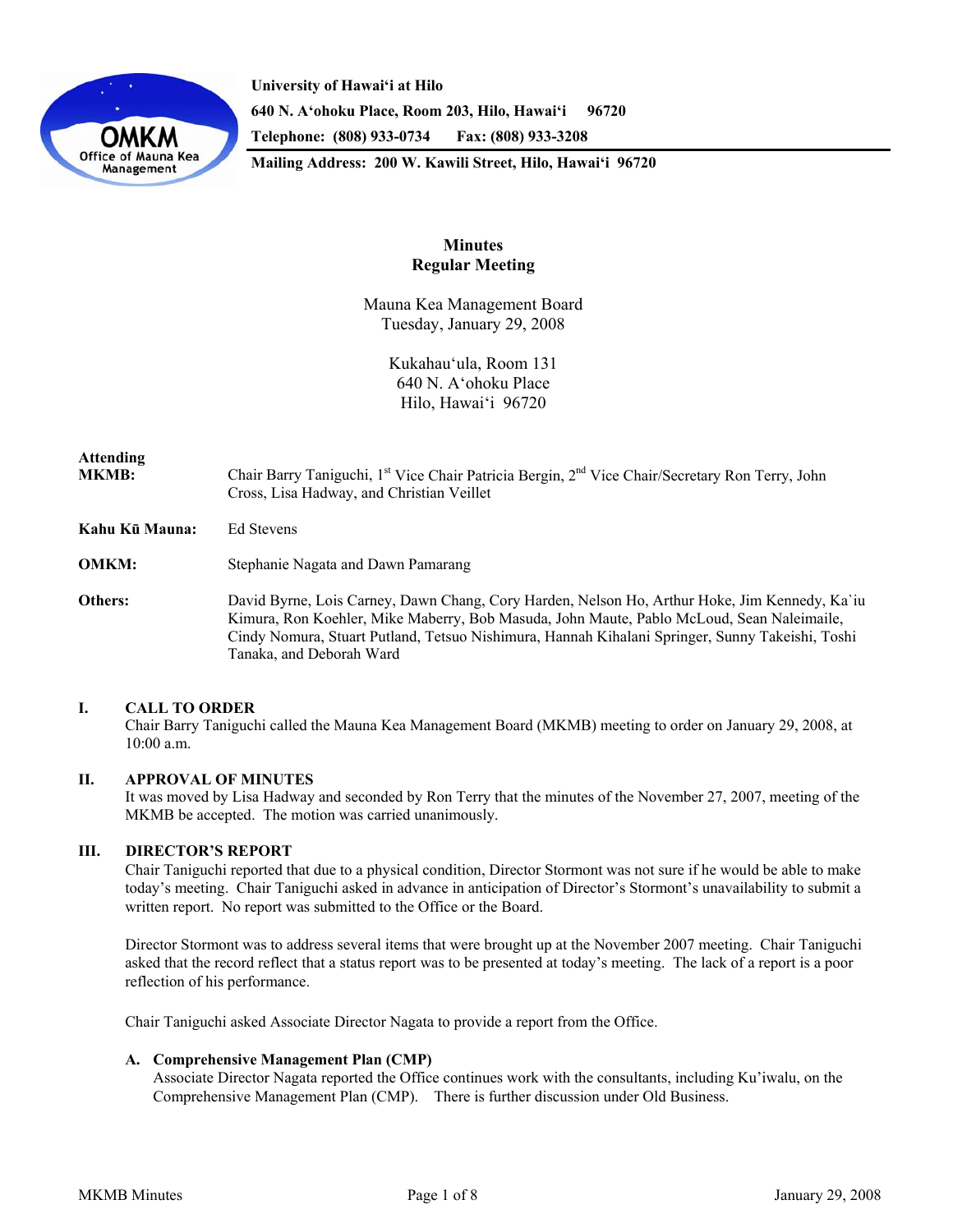University of Hawaiʻi at Hilo
640 N. Aʻohoku Place, Room 203, Hilo, Hawaiʻi 96720
Telephone: (808) 933-0734 Fax: (808) 933-3208
Mailing Address: 200 W. Kawili Street, Hilo, Hawaiʻi 96720

# Minutes
## Regular Meeting

Mauna Kea Management Board
Tuesday, January 29, 2008

Kukahauʻula, Room 131
640 N. Aʻohoku Place
Hilo, Hawaiʻi 96720

**Attending MKMB:** Chair Barry Taniguchi, 1st Vice Chair Patricia Bergin, 2nd Vice Chair/Secretary Ron Terry, John Cross, Lisa Hadway, and Christian Veillet

**Kahu Kū Mauna:** Ed Stevens

**OMKM:** Stephanie Nagata and Dawn Pamarang

**Others:** David Byrne, Lois Carney, Dawn Chang, Cory Harden, Nelson Ho, Arthur Hoke, Jim Kennedy, Ka`iu Kimura, Ron Koehler, Mike Maberry, Bob Masuda, John Maute, Pablo McLoud, Sean Naleimaile, Cindy Nomura, Stuart Putland, Tetsuo Nishimura, Hannah Kihalani Springer, Sunny Takeishi, Toshi Tanaka, and Deborah Ward

### I. CALL TO ORDER

Chair Barry Taniguchi called the Mauna Kea Management Board (MKMB) meeting to order on January 29, 2008, at 10:00 a.m.

### II. APPROVAL OF MINUTES

It was moved by Lisa Hadway and seconded by Ron Terry that the minutes of the November 27, 2007, meeting of the MKMB be accepted. The motion was carried unanimously.

### III. DIRECTOR'S REPORT

Chair Taniguchi reported that due to a physical condition, Director Stormont was not sure if he would be able to make today's meeting. Chair Taniguchi asked in advance in anticipation of Director's Stormont's unavailability to submit a written report. No report was submitted to the Office or the Board.

Director Stormont was to address several items that were brought up at the November 2007 meeting. Chair Taniguchi asked that the record reflect that a status report was to be presented at today's meeting. The lack of a report is a poor reflection of his performance.

Chair Taniguchi asked Associate Director Nagata to provide a report from the Office.

#### A. Comprehensive Management Plan (CMP)

Associate Director Nagata reported the Office continues work with the consultants, including Ku'iwalu, on the Comprehensive Management Plan (CMP). There is further discussion under Old Business.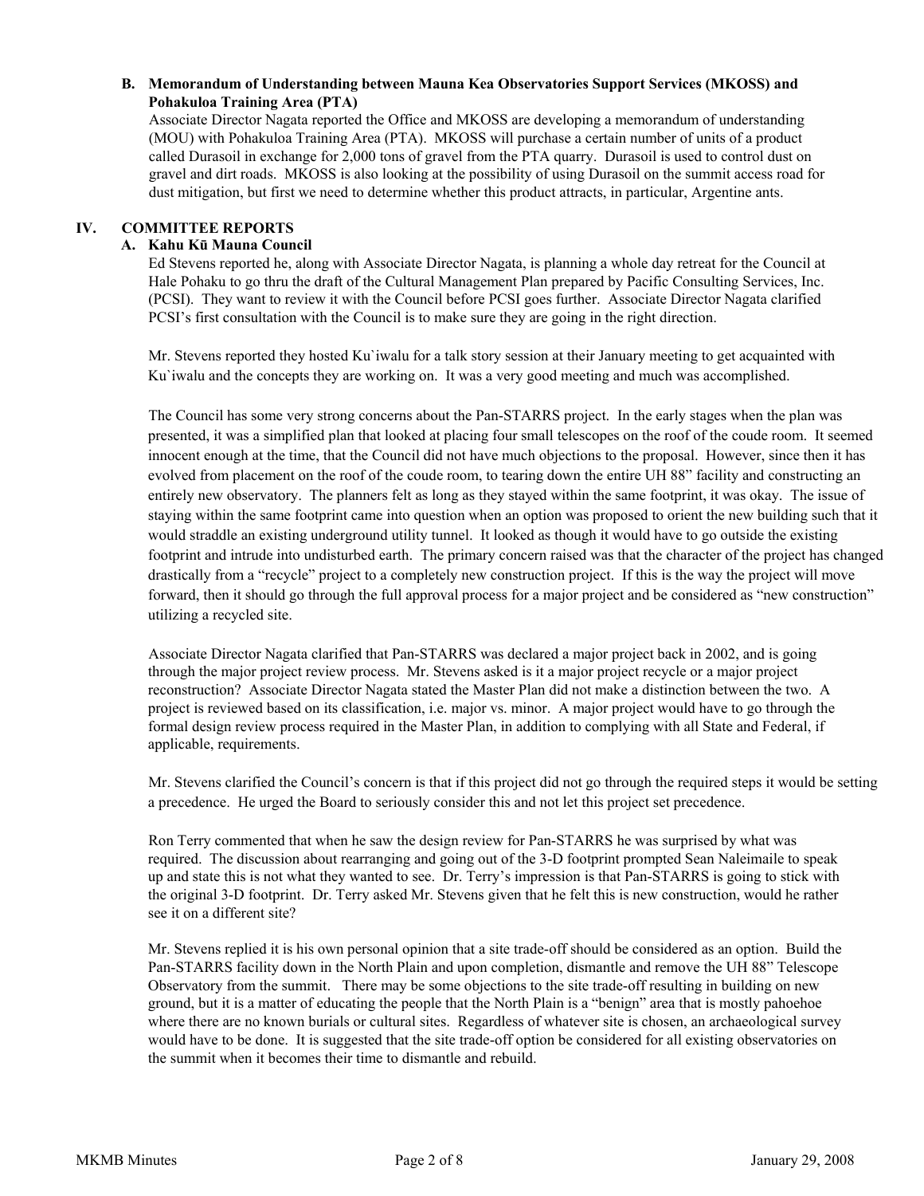**B. Memorandum of Understanding between Mauna Kea Observatories Support Services (MKOSS) and Pohakuloa Training Area (PTA)**

Associate Director Nagata reported the Office and MKOSS are developing a memorandum of understanding (MOU) with Pohakuloa Training Area (PTA). MKOSS will purchase a certain number of units of a product called Durasoil in exchange for 2,000 tons of gravel from the PTA quarry. Durasoil is used to control dust on gravel and dirt roads. MKOSS is also looking at the possibility of using Durasoil on the summit access road for dust mitigation, but first we need to determine whether this product attracts, in particular, Argentine ants.

## IV. COMMITTEE REPORTS

### A. Kahu Kū Mauna Council

Ed Stevens reported he, along with Associate Director Nagata, is planning a whole day retreat for the Council at Hale Pohaku to go thru the draft of the Cultural Management Plan prepared by Pacific Consulting Services, Inc. (PCSI). They want to review it with the Council before PCSI goes further. Associate Director Nagata clarified PCSI's first consultation with the Council is to make sure they are going in the right direction.

Mr. Stevens reported they hosted Ku`iwalu for a talk story session at their January meeting to get acquainted with Ku`iwalu and the concepts they are working on. It was a very good meeting and much was accomplished.

The Council has some very strong concerns about the Pan-STARRS project. In the early stages when the plan was presented, it was a simplified plan that looked at placing four small telescopes on the roof of the coude room. It seemed innocent enough at the time, that the Council did not have much objections to the proposal. However, since then it has evolved from placement on the roof of the coude room, to tearing down the entire UH 88" facility and constructing an entirely new observatory. The planners felt as long as they stayed within the same footprint, it was okay. The issue of staying within the same footprint came into question when an option was proposed to orient the new building such that it would straddle an existing underground utility tunnel. It looked as though it would have to go outside the existing footprint and intrude into undisturbed earth. The primary concern raised was that the character of the project has changed drastically from a "recycle" project to a completely new construction project. If this is the way the project will move forward, then it should go through the full approval process for a major project and be considered as "new construction" utilizing a recycled site.

Associate Director Nagata clarified that Pan-STARRS was declared a major project back in 2002, and is going through the major project review process. Mr. Stevens asked is it a major project recycle or a major project reconstruction? Associate Director Nagata stated the Master Plan did not make a distinction between the two. A project is reviewed based on its classification, i.e. major vs. minor. A major project would have to go through the formal design review process required in the Master Plan, in addition to complying with all State and Federal, if applicable, requirements.

Mr. Stevens clarified the Council's concern is that if this project did not go through the required steps it would be setting a precedence. He urged the Board to seriously consider this and not let this project set precedence.

Ron Terry commented that when he saw the design review for Pan-STARRS he was surprised by what was required. The discussion about rearranging and going out of the 3-D footprint prompted Sean Naleimaile to speak up and state this is not what they wanted to see. Dr. Terry's impression is that Pan-STARRS is going to stick with the original 3-D footprint. Dr. Terry asked Mr. Stevens given that he felt this is new construction, would he rather see it on a different site?

Mr. Stevens replied it is his own personal opinion that a site trade-off should be considered as an option. Build the Pan-STARRS facility down in the North Plain and upon completion, dismantle and remove the UH 88" Telescope Observatory from the summit. There may be some objections to the site trade-off resulting in building on new ground, but it is a matter of educating the people that the North Plain is a "benign" area that is mostly pahoehoe where there are no known burials or cultural sites. Regardless of whatever site is chosen, an archaeological survey would have to be done. It is suggested that the site trade-off option be considered for all existing observatories on the summit when it becomes their time to dismantle and rebuild.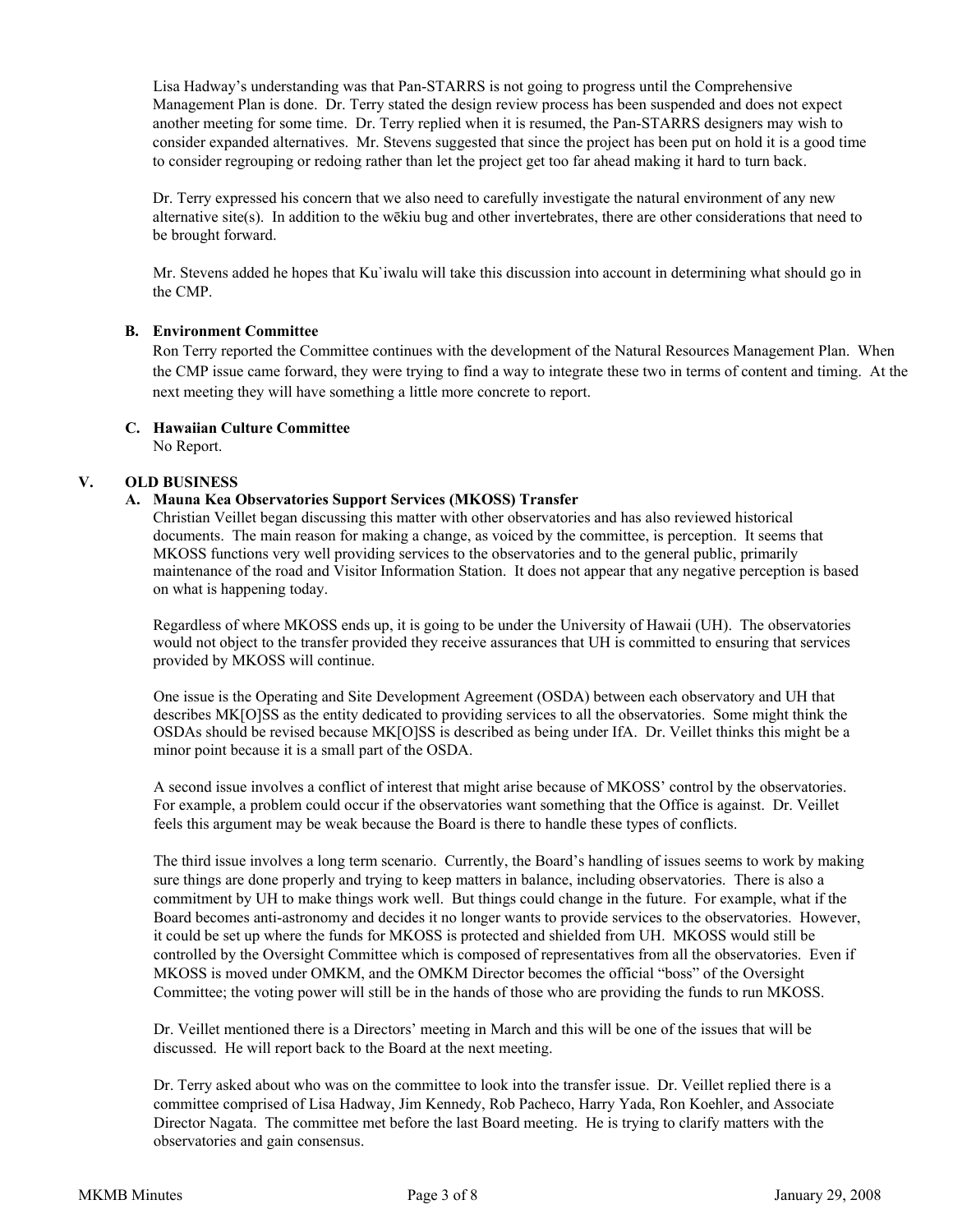Lisa Hadway's understanding was that Pan-STARRS is not going to progress until the Comprehensive Management Plan is done. Dr. Terry stated the design review process has been suspended and does not expect another meeting for some time. Dr. Terry replied when it is resumed, the Pan-STARRS designers may wish to consider expanded alternatives. Mr. Stevens suggested that since the project has been put on hold it is a good time to consider regrouping or redoing rather than let the project get too far ahead making it hard to turn back.

Dr. Terry expressed his concern that we also need to carefully investigate the natural environment of any new alternative site(s). In addition to the wēkiu bug and other invertebrates, there are other considerations that need to be brought forward.

Mr. Stevens added he hopes that Ku`iwalu will take this discussion into account in determining what should go in the CMP.

### B. Environment Committee

Ron Terry reported the Committee continues with the development of the Natural Resources Management Plan. When the CMP issue came forward, they were trying to find a way to integrate these two in terms of content and timing. At the next meeting they will have something a little more concrete to report.

### C. Hawaiian Culture Committee

No Report.

## V. OLD BUSINESS

### A. Mauna Kea Observatories Support Services (MKOSS) Transfer

Christian Veillet began discussing this matter with other observatories and has also reviewed historical documents. The main reason for making a change, as voiced by the committee, is perception. It seems that MKOSS functions very well providing services to the observatories and to the general public, primarily maintenance of the road and Visitor Information Station. It does not appear that any negative perception is based on what is happening today.

Regardless of where MKOSS ends up, it is going to be under the University of Hawaii (UH). The observatories would not object to the transfer provided they receive assurances that UH is committed to ensuring that services provided by MKOSS will continue.

One issue is the Operating and Site Development Agreement (OSDA) between each observatory and UH that describes MK[O]SS as the entity dedicated to providing services to all the observatories. Some might think the OSDAs should be revised because MK[O]SS is described as being under IfA. Dr. Veillet thinks this might be a minor point because it is a small part of the OSDA.

A second issue involves a conflict of interest that might arise because of MKOSS' control by the observatories. For example, a problem could occur if the observatories want something that the Office is against. Dr. Veillet feels this argument may be weak because the Board is there to handle these types of conflicts.

The third issue involves a long term scenario. Currently, the Board's handling of issues seems to work by making sure things are done properly and trying to keep matters in balance, including observatories. There is also a commitment by UH to make things work well. But things could change in the future. For example, what if the Board becomes anti-astronomy and decides it no longer wants to provide services to the observatories. However, it could be set up where the funds for MKOSS is protected and shielded from UH. MKOSS would still be controlled by the Oversight Committee which is composed of representatives from all the observatories. Even if MKOSS is moved under OMKM, and the OMKM Director becomes the official "boss" of the Oversight Committee; the voting power will still be in the hands of those who are providing the funds to run MKOSS.

Dr. Veillet mentioned there is a Directors' meeting in March and this will be one of the issues that will be discussed. He will report back to the Board at the next meeting.

Dr. Terry asked about who was on the committee to look into the transfer issue. Dr. Veillet replied there is a committee comprised of Lisa Hadway, Jim Kennedy, Rob Pacheco, Harry Yada, Ron Koehler, and Associate Director Nagata. The committee met before the last Board meeting. He is trying to clarify matters with the observatories and gain consensus.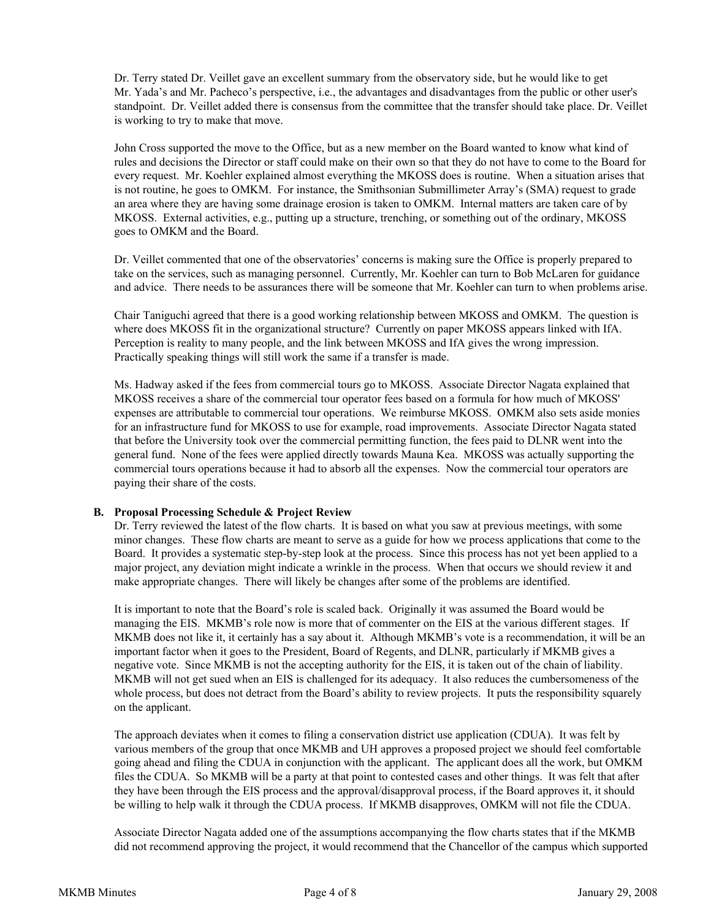Dr. Terry stated Dr. Veillet gave an excellent summary from the observatory side, but he would like to get Mr. Yada's and Mr. Pacheco's perspective, i.e., the advantages and disadvantages from the public or other user's standpoint. Dr. Veillet added there is consensus from the committee that the transfer should take place. Dr. Veillet is working to try to make that move.

John Cross supported the move to the Office, but as a new member on the Board wanted to know what kind of rules and decisions the Director or staff could make on their own so that they do not have to come to the Board for every request. Mr. Koehler explained almost everything the MKOSS does is routine. When a situation arises that is not routine, he goes to OMKM. For instance, the Smithsonian Submillimeter Array's (SMA) request to grade an area where they are having some drainage erosion is taken to OMKM. Internal matters are taken care of by MKOSS. External activities, e.g., putting up a structure, trenching, or something out of the ordinary, MKOSS goes to OMKM and the Board.

Dr. Veillet commented that one of the observatories' concerns is making sure the Office is properly prepared to take on the services, such as managing personnel. Currently, Mr. Koehler can turn to Bob McLaren for guidance and advice. There needs to be assurances there will be someone that Mr. Koehler can turn to when problems arise.

Chair Taniguchi agreed that there is a good working relationship between MKOSS and OMKM. The question is where does MKOSS fit in the organizational structure? Currently on paper MKOSS appears linked with IfA. Perception is reality to many people, and the link between MKOSS and IfA gives the wrong impression. Practically speaking things will still work the same if a transfer is made.

Ms. Hadway asked if the fees from commercial tours go to MKOSS. Associate Director Nagata explained that MKOSS receives a share of the commercial tour operator fees based on a formula for how much of MKOSS' expenses are attributable to commercial tour operations. We reimburse MKOSS. OMKM also sets aside monies for an infrastructure fund for MKOSS to use for example, road improvements. Associate Director Nagata stated that before the University took over the commercial permitting function, the fees paid to DLNR went into the general fund. None of the fees were applied directly towards Mauna Kea. MKOSS was actually supporting the commercial tours operations because it had to absorb all the expenses. Now the commercial tour operators are paying their share of the costs.

**B. Proposal Processing Schedule & Project Review**

Dr. Terry reviewed the latest of the flow charts. It is based on what you saw at previous meetings, with some minor changes. These flow charts are meant to serve as a guide for how we process applications that come to the Board. It provides a systematic step-by-step look at the process. Since this process has not yet been applied to a major project, any deviation might indicate a wrinkle in the process. When that occurs we should review it and make appropriate changes. There will likely be changes after some of the problems are identified.

It is important to note that the Board's role is scaled back. Originally it was assumed the Board would be managing the EIS. MKMB's role now is more that of commenter on the EIS at the various different stages. If MKMB does not like it, it certainly has a say about it. Although MKMB's vote is a recommendation, it will be an important factor when it goes to the President, Board of Regents, and DLNR, particularly if MKMB gives a negative vote. Since MKMB is not the accepting authority for the EIS, it is taken out of the chain of liability. MKMB will not get sued when an EIS is challenged for its adequacy. It also reduces the cumbersomeness of the whole process, but does not detract from the Board's ability to review projects. It puts the responsibility squarely on the applicant.

The approach deviates when it comes to filing a conservation district use application (CDUA). It was felt by various members of the group that once MKMB and UH approves a proposed project we should feel comfortable going ahead and filing the CDUA in conjunction with the applicant. The applicant does all the work, but OMKM files the CDUA. So MKMB will be a party at that point to contested cases and other things. It was felt that after they have been through the EIS process and the approval/disapproval process, if the Board approves it, it should be willing to help walk it through the CDUA process. If MKMB disapproves, OMKM will not file the CDUA.

Associate Director Nagata added one of the assumptions accompanying the flow charts states that if the MKMB did not recommend approving the project, it would recommend that the Chancellor of the campus which supported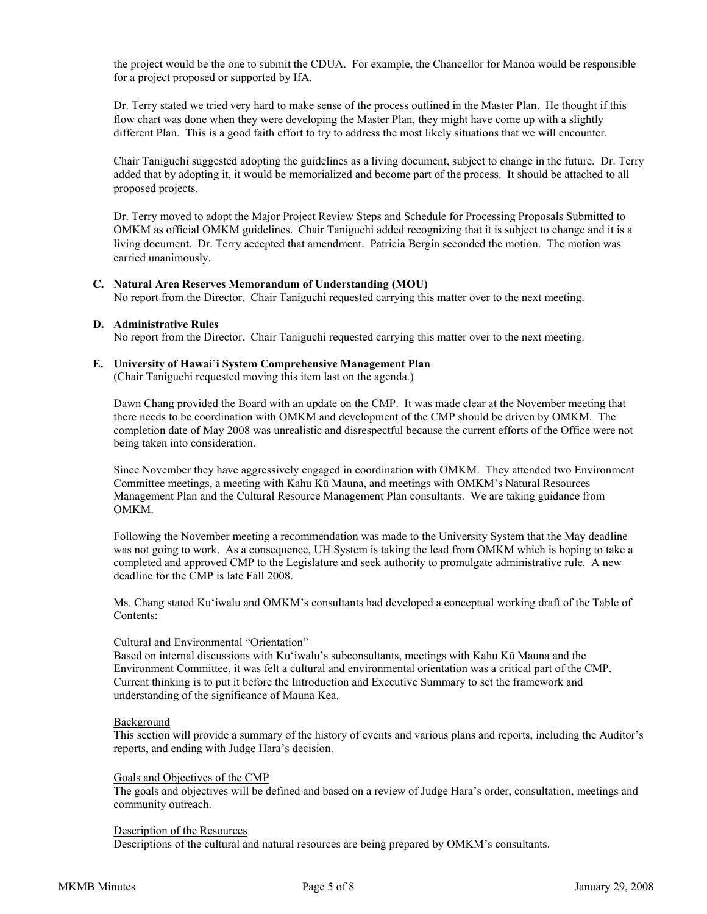the project would be the one to submit the CDUA. For example, the Chancellor for Manoa would be responsible for a project proposed or supported by IfA.

Dr. Terry stated we tried very hard to make sense of the process outlined in the Master Plan. He thought if this flow chart was done when they were developing the Master Plan, they might have come up with a slightly different Plan. This is a good faith effort to try to address the most likely situations that we will encounter.

Chair Taniguchi suggested adopting the guidelines as a living document, subject to change in the future. Dr. Terry added that by adopting it, it would be memorialized and become part of the process. It should be attached to all proposed projects.

Dr. Terry moved to adopt the Major Project Review Steps and Schedule for Processing Proposals Submitted to OMKM as official OMKM guidelines. Chair Taniguchi added recognizing that it is subject to change and it is a living document. Dr. Terry accepted that amendment. Patricia Bergin seconded the motion. The motion was carried unanimously.

**C. Natural Area Reserves Memorandum of Understanding (MOU)**

No report from the Director. Chair Taniguchi requested carrying this matter over to the next meeting.

**D. Administrative Rules**

No report from the Director. Chair Taniguchi requested carrying this matter over to the next meeting.

**E. University of Hawai`i System Comprehensive Management Plan**

(Chair Taniguchi requested moving this item last on the agenda.)

Dawn Chang provided the Board with an update on the CMP. It was made clear at the November meeting that there needs to be coordination with OMKM and development of the CMP should be driven by OMKM. The completion date of May 2008 was unrealistic and disrespectful because the current efforts of the Office were not being taken into consideration.

Since November they have aggressively engaged in coordination with OMKM. They attended two Environment Committee meetings, a meeting with Kahu Kū Mauna, and meetings with OMKM's Natural Resources Management Plan and the Cultural Resource Management Plan consultants. We are taking guidance from OMKM.

Following the November meeting a recommendation was made to the University System that the May deadline was not going to work. As a consequence, UH System is taking the lead from OMKM which is hoping to take a completed and approved CMP to the Legislature and seek authority to promulgate administrative rule. A new deadline for the CMP is late Fall 2008.

Ms. Chang stated Ku'iwalu and OMKM's consultants had developed a conceptual working draft of the Table of Contents:

<u>Cultural and Environmental "Orientation"</u>

Based on internal discussions with Ku'iwalu's subconsultants, meetings with Kahu Kū Mauna and the Environment Committee, it was felt a cultural and environmental orientation was a critical part of the CMP. Current thinking is to put it before the Introduction and Executive Summary to set the framework and understanding of the significance of Mauna Kea.

<u>Background</u>

This section will provide a summary of the history of events and various plans and reports, including the Auditor's reports, and ending with Judge Hara's decision.

<u>Goals and Objectives of the CMP</u>

The goals and objectives will be defined and based on a review of Judge Hara's order, consultation, meetings and community outreach.

<u>Description of the Resources</u>

Descriptions of the cultural and natural resources are being prepared by OMKM's consultants.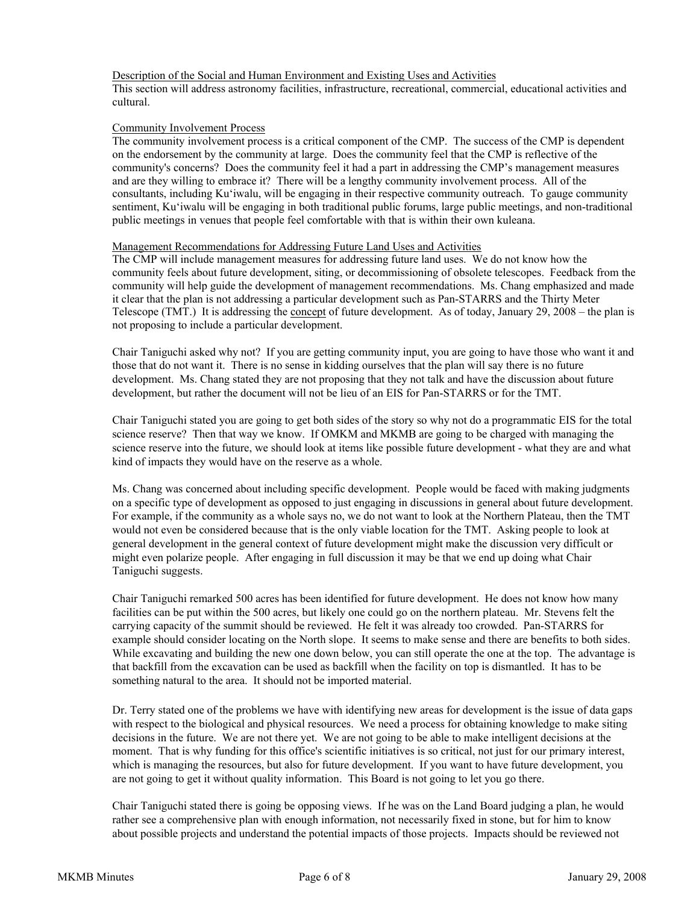Description of the Social and Human Environment and Existing Uses and Activities

This section will address astronomy facilities, infrastructure, recreational, commercial, educational activities and cultural.

Community Involvement Process

The community involvement process is a critical component of the CMP. The success of the CMP is dependent on the endorsement by the community at large. Does the community feel that the CMP is reflective of the community's concerns? Does the community feel it had a part in addressing the CMP's management measures and are they willing to embrace it? There will be a lengthy community involvement process. All of the consultants, including Ku'iwalu, will be engaging in their respective community outreach. To gauge community sentiment, Ku'iwalu will be engaging in both traditional public forums, large public meetings, and non-traditional public meetings in venues that people feel comfortable with that is within their own kuleana.

Management Recommendations for Addressing Future Land Uses and Activities

The CMP will include management measures for addressing future land uses. We do not know how the community feels about future development, siting, or decommissioning of obsolete telescopes. Feedback from the community will help guide the development of management recommendations. Ms. Chang emphasized and made it clear that the plan is not addressing a particular development such as Pan-STARRS and the Thirty Meter Telescope (TMT.) It is addressing the concept of future development. As of today, January 29, 2008 – the plan is not proposing to include a particular development.

Chair Taniguchi asked why not? If you are getting community input, you are going to have those who want it and those that do not want it. There is no sense in kidding ourselves that the plan will say there is no future development. Ms. Chang stated they are not proposing that they not talk and have the discussion about future development, but rather the document will not be lieu of an EIS for Pan-STARRS or for the TMT.

Chair Taniguchi stated you are going to get both sides of the story so why not do a programmatic EIS for the total science reserve? Then that way we know. If OMKM and MKMB are going to be charged with managing the science reserve into the future, we should look at items like possible future development - what they are and what kind of impacts they would have on the reserve as a whole.

Ms. Chang was concerned about including specific development. People would be faced with making judgments on a specific type of development as opposed to just engaging in discussions in general about future development. For example, if the community as a whole says no, we do not want to look at the Northern Plateau, then the TMT would not even be considered because that is the only viable location for the TMT. Asking people to look at general development in the general context of future development might make the discussion very difficult or might even polarize people. After engaging in full discussion it may be that we end up doing what Chair Taniguchi suggests.

Chair Taniguchi remarked 500 acres has been identified for future development. He does not know how many facilities can be put within the 500 acres, but likely one could go on the northern plateau. Mr. Stevens felt the carrying capacity of the summit should be reviewed. He felt it was already too crowded. Pan-STARRS for example should consider locating on the North slope. It seems to make sense and there are benefits to both sides. While excavating and building the new one down below, you can still operate the one at the top. The advantage is that backfill from the excavation can be used as backfill when the facility on top is dismantled. It has to be something natural to the area. It should not be imported material.

Dr. Terry stated one of the problems we have with identifying new areas for development is the issue of data gaps with respect to the biological and physical resources. We need a process for obtaining knowledge to make siting decisions in the future. We are not there yet. We are not going to be able to make intelligent decisions at the moment. That is why funding for this office's scientific initiatives is so critical, not just for our primary interest, which is managing the resources, but also for future development. If you want to have future development, you are not going to get it without quality information. This Board is not going to let you go there.

Chair Taniguchi stated there is going be opposing views. If he was on the Land Board judging a plan, he would rather see a comprehensive plan with enough information, not necessarily fixed in stone, but for him to know about possible projects and understand the potential impacts of those projects. Impacts should be reviewed not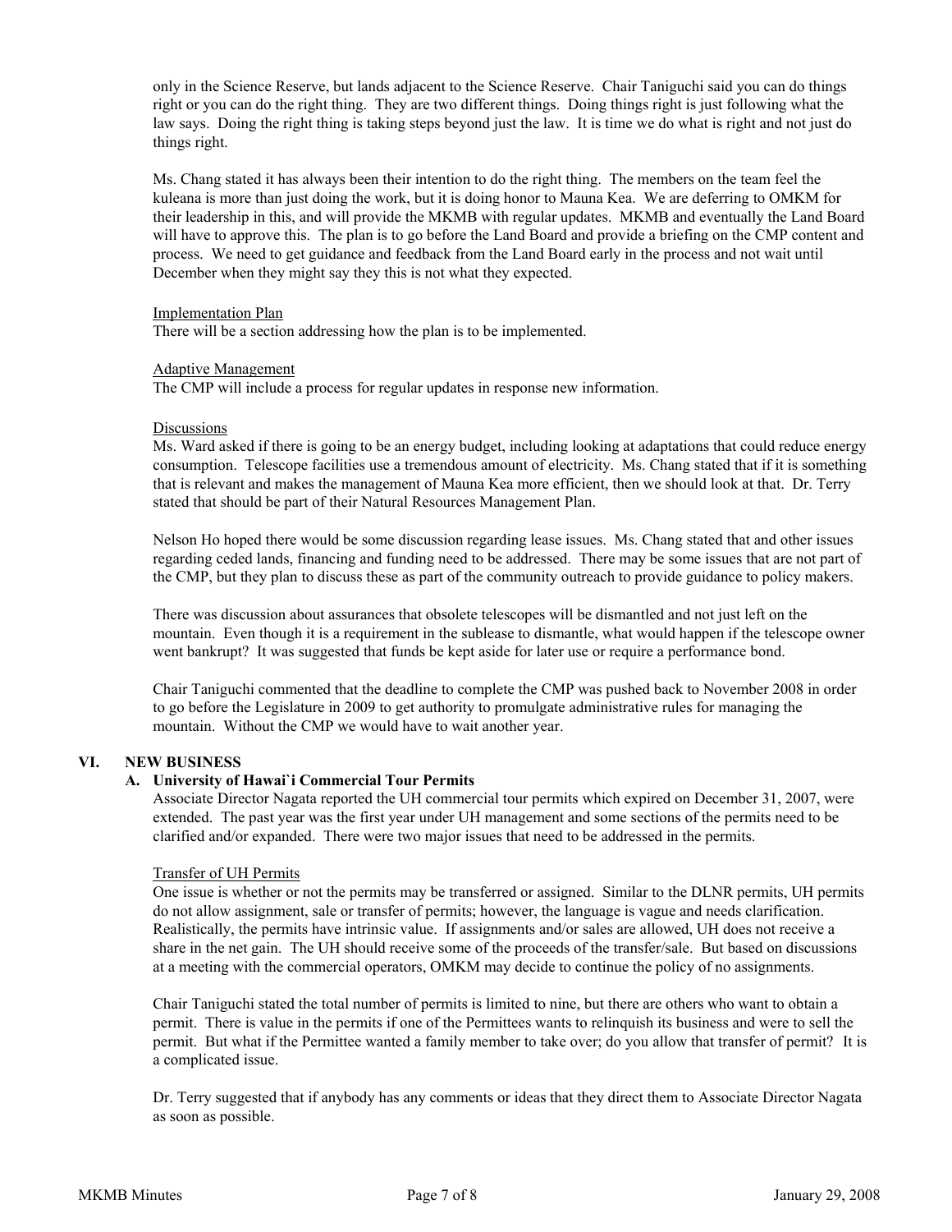only in the Science Reserve, but lands adjacent to the Science Reserve. Chair Taniguchi said you can do things right or you can do the right thing. They are two different things. Doing things right is just following what the law says. Doing the right thing is taking steps beyond just the law. It is time we do what is right and not just do things right.

Ms. Chang stated it has always been their intention to do the right thing. The members on the team feel the kuleana is more than just doing the work, but it is doing honor to Mauna Kea. We are deferring to OMKM for their leadership in this, and will provide the MKMB with regular updates. MKMB and eventually the Land Board will have to approve this. The plan is to go before the Land Board and provide a briefing on the CMP content and process. We need to get guidance and feedback from the Land Board early in the process and not wait until December when they might say they this is not what they expected.

Implementation Plan

There will be a section addressing how the plan is to be implemented.

Adaptive Management

The CMP will include a process for regular updates in response new information.

Discussions

Ms. Ward asked if there is going to be an energy budget, including looking at adaptations that could reduce energy consumption. Telescope facilities use a tremendous amount of electricity. Ms. Chang stated that if it is something that is relevant and makes the management of Mauna Kea more efficient, then we should look at that. Dr. Terry stated that should be part of their Natural Resources Management Plan.

Nelson Ho hoped there would be some discussion regarding lease issues. Ms. Chang stated that and other issues regarding ceded lands, financing and funding need to be addressed. There may be some issues that are not part of the CMP, but they plan to discuss these as part of the community outreach to provide guidance to policy makers.

There was discussion about assurances that obsolete telescopes will be dismantled and not just left on the mountain. Even though it is a requirement in the sublease to dismantle, what would happen if the telescope owner went bankrupt? It was suggested that funds be kept aside for later use or require a performance bond.

Chair Taniguchi commented that the deadline to complete the CMP was pushed back to November 2008 in order to go before the Legislature in 2009 to get authority to promulgate administrative rules for managing the mountain. Without the CMP we would have to wait another year.

## VI. NEW BUSINESS

### A. University of Hawai`i Commercial Tour Permits

Associate Director Nagata reported the UH commercial tour permits which expired on December 31, 2007, were extended. The past year was the first year under UH management and some sections of the permits need to be clarified and/or expanded. There were two major issues that need to be addressed in the permits.

Transfer of UH Permits

One issue is whether or not the permits may be transferred or assigned. Similar to the DLNR permits, UH permits do not allow assignment, sale or transfer of permits; however, the language is vague and needs clarification. Realistically, the permits have intrinsic value. If assignments and/or sales are allowed, UH does not receive a share in the net gain. The UH should receive some of the proceeds of the transfer/sale. But based on discussions at a meeting with the commercial operators, OMKM may decide to continue the policy of no assignments.

Chair Taniguchi stated the total number of permits is limited to nine, but there are others who want to obtain a permit. There is value in the permits if one of the Permittees wants to relinquish its business and were to sell the permit. But what if the Permittee wanted a family member to take over; do you allow that transfer of permit? It is a complicated issue.

Dr. Terry suggested that if anybody has any comments or ideas that they direct them to Associate Director Nagata as soon as possible.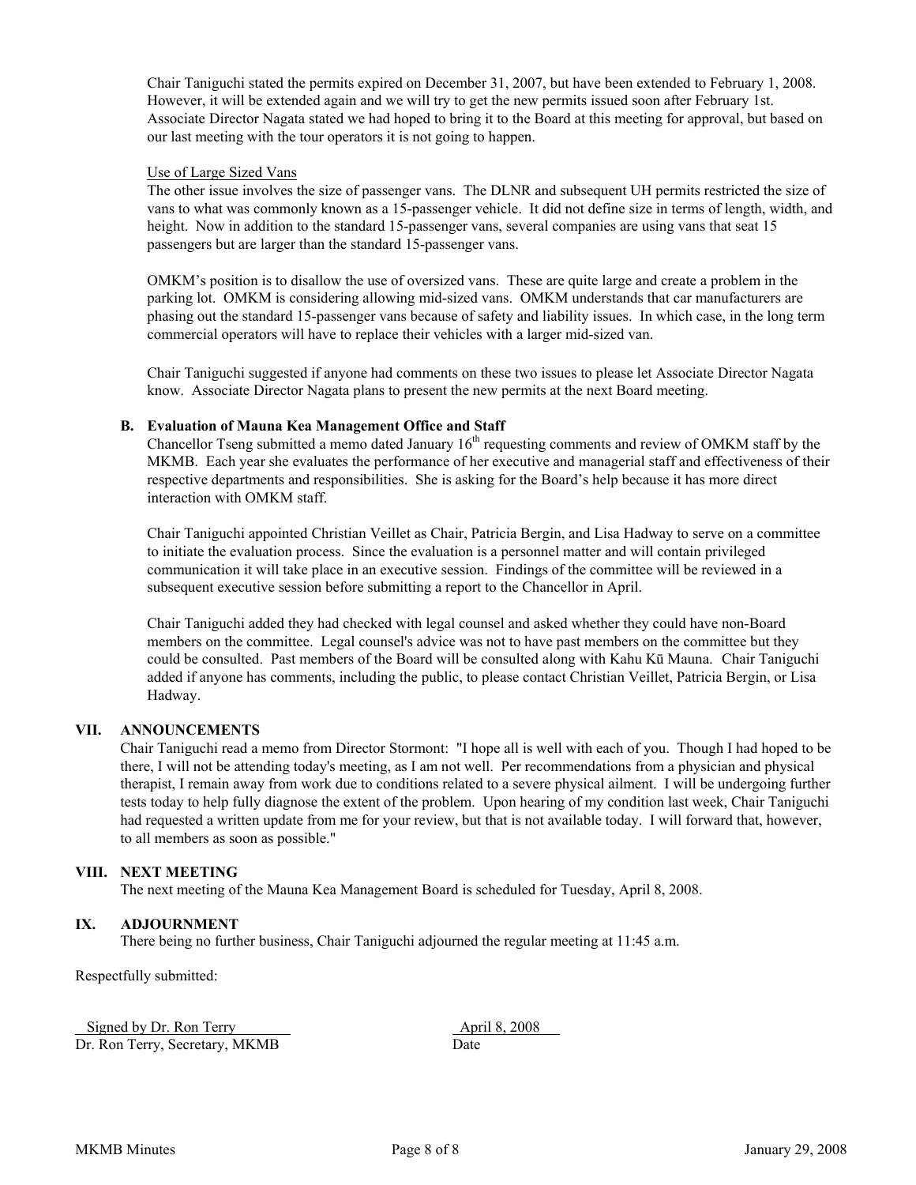Chair Taniguchi stated the permits expired on December 31, 2007, but have been extended to February 1, 2008. However, it will be extended again and we will try to get the new permits issued soon after February 1st. Associate Director Nagata stated we had hoped to bring it to the Board at this meeting for approval, but based on our last meeting with the tour operators it is not going to happen.

Use of Large Sized Vans

The other issue involves the size of passenger vans. The DLNR and subsequent UH permits restricted the size of vans to what was commonly known as a 15-passenger vehicle. It did not define size in terms of length, width, and height. Now in addition to the standard 15-passenger vans, several companies are using vans that seat 15 passengers but are larger than the standard 15-passenger vans.

OMKM's position is to disallow the use of oversized vans. These are quite large and create a problem in the parking lot. OMKM is considering allowing mid-sized vans. OMKM understands that car manufacturers are phasing out the standard 15-passenger vans because of safety and liability issues. In which case, in the long term commercial operators will have to replace their vehicles with a larger mid-sized van.

Chair Taniguchi suggested if anyone had comments on these two issues to please let Associate Director Nagata know. Associate Director Nagata plans to present the new permits at the next Board meeting.

**B. Evaluation of Mauna Kea Management Office and Staff**

Chancellor Tseng submitted a memo dated January 16th requesting comments and review of OMKM staff by the MKMB. Each year she evaluates the performance of her executive and managerial staff and effectiveness of their respective departments and responsibilities. She is asking for the Board's help because it has more direct interaction with OMKM staff.

Chair Taniguchi appointed Christian Veillet as Chair, Patricia Bergin, and Lisa Hadway to serve on a committee to initiate the evaluation process. Since the evaluation is a personnel matter and will contain privileged communication it will take place in an executive session. Findings of the committee will be reviewed in a subsequent executive session before submitting a report to the Chancellor in April.

Chair Taniguchi added they had checked with legal counsel and asked whether they could have non-Board members on the committee. Legal counsel's advice was not to have past members on the committee but they could be consulted. Past members of the Board will be consulted along with Kahu Kū Mauna. Chair Taniguchi added if anyone has comments, including the public, to please contact Christian Veillet, Patricia Bergin, or Lisa Hadway.

## VII. ANNOUNCEMENTS

Chair Taniguchi read a memo from Director Stormont: "I hope all is well with each of you. Though I had hoped to be there, I will not be attending today's meeting, as I am not well. Per recommendations from a physician and physical therapist, I remain away from work due to conditions related to a severe physical ailment. I will be undergoing further tests today to help fully diagnose the extent of the problem. Upon hearing of my condition last week, Chair Taniguchi had requested a written update from me for your review, but that is not available today. I will forward that, however, to all members as soon as possible."

## VIII. NEXT MEETING

The next meeting of the Mauna Kea Management Board is scheduled for Tuesday, April 8, 2008.

## IX. ADJOURNMENT

There being no further business, Chair Taniguchi adjourned the regular meeting at 11:45 a.m.

Respectfully submitted:

Signed by Dr. Ron Terry — April 8, 2008

Dr. Ron Terry, Secretary, MKMB — Date